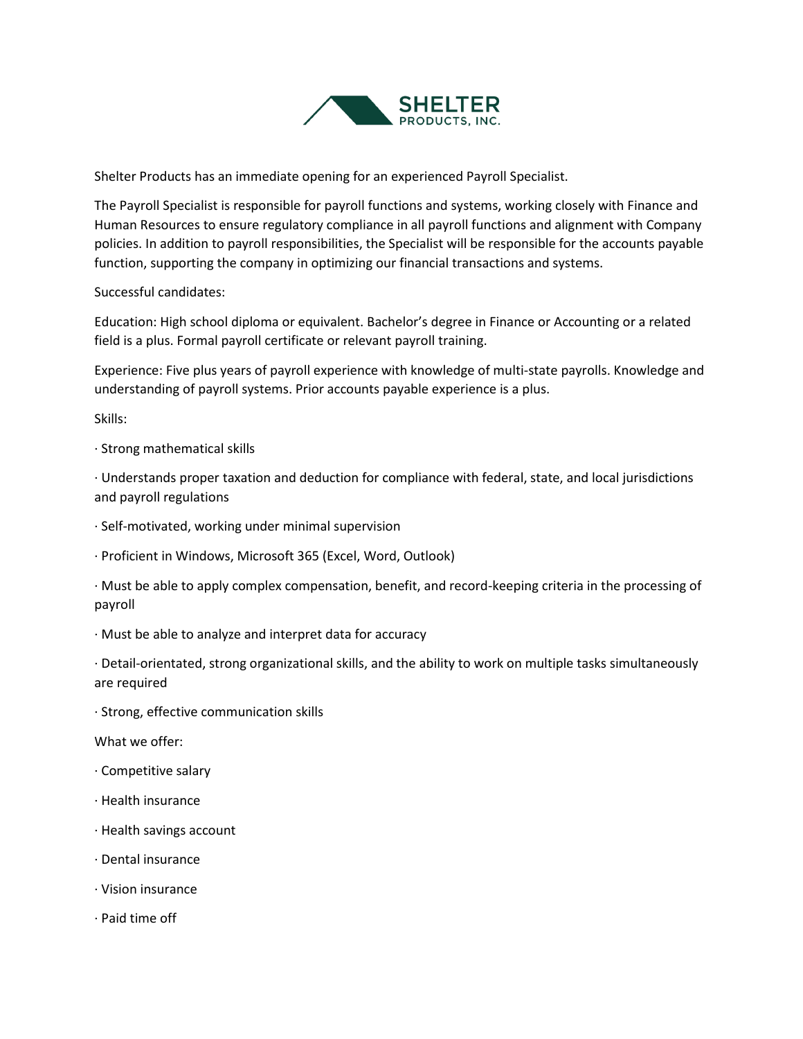SHELTER PRODUCTS, INC.

Shelter Products has an immediate opening for an experienced Payroll Specialist.

The Payroll Specialist is responsible for payroll functions and systems, working closely with Finance and Human Resources to ensure regulatory compliance in all payroll functions and alignment with Company policies. In addition to payroll responsibilities, the Specialist will be responsible for the accounts payable function, supporting the company in optimizing our financial transactions and systems.

Successful candidates:

Education: High school diploma or equivalent. Bachelor's degree in Finance or Accounting or a related field is a plus. Formal payroll certificate or relevant payroll training.

Experience: Five plus years of payroll experience with knowledge of multi-state payrolls. Knowledge and understanding of payroll systems. Prior accounts payable experience is a plus.

Skills:

- Strong mathematical skills
- Understands proper taxation and deduction for compliance with federal, state, and local jurisdictions and payroll regulations
- Self-motivated, working under minimal supervision
- Proficient in Windows, Microsoft 365 (Excel, Word, Outlook)
- Must be able to apply complex compensation, benefit, and record-keeping criteria in the processing of payroll
- Must be able to analyze and interpret data for accuracy
- Detail-orientated, strong organizational skills, and the ability to work on multiple tasks simultaneously are required
- Strong, effective communication skills

What we offer:

- Competitive salary
- Health insurance
- Health savings account
- Dental insurance
- Vision insurance
- Paid time off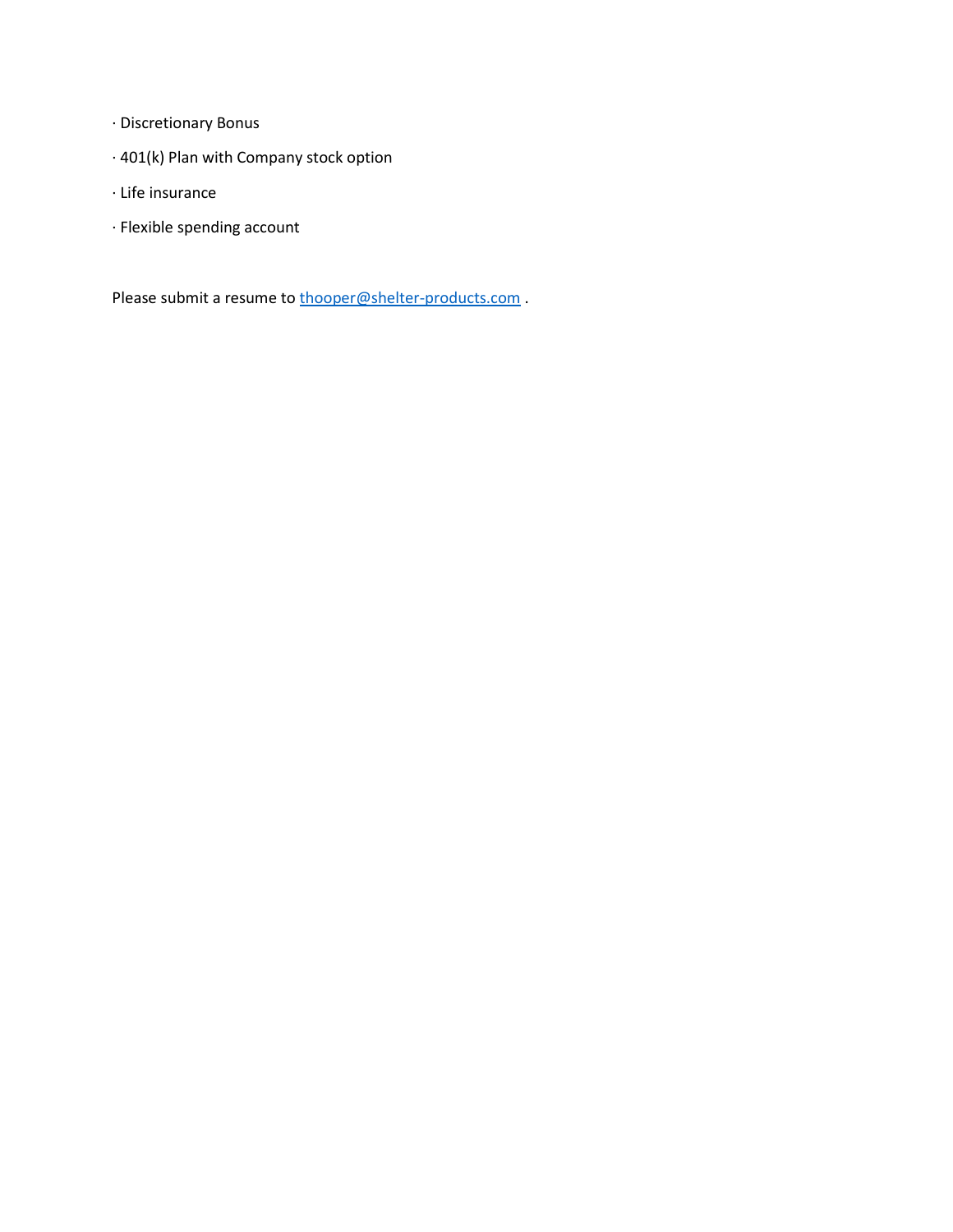· Discretionary Bonus

· 401(k) Plan with Company stock option

· Life insurance

· Flexible spending account

Please submit a resume to thooper@shelter-products.com .